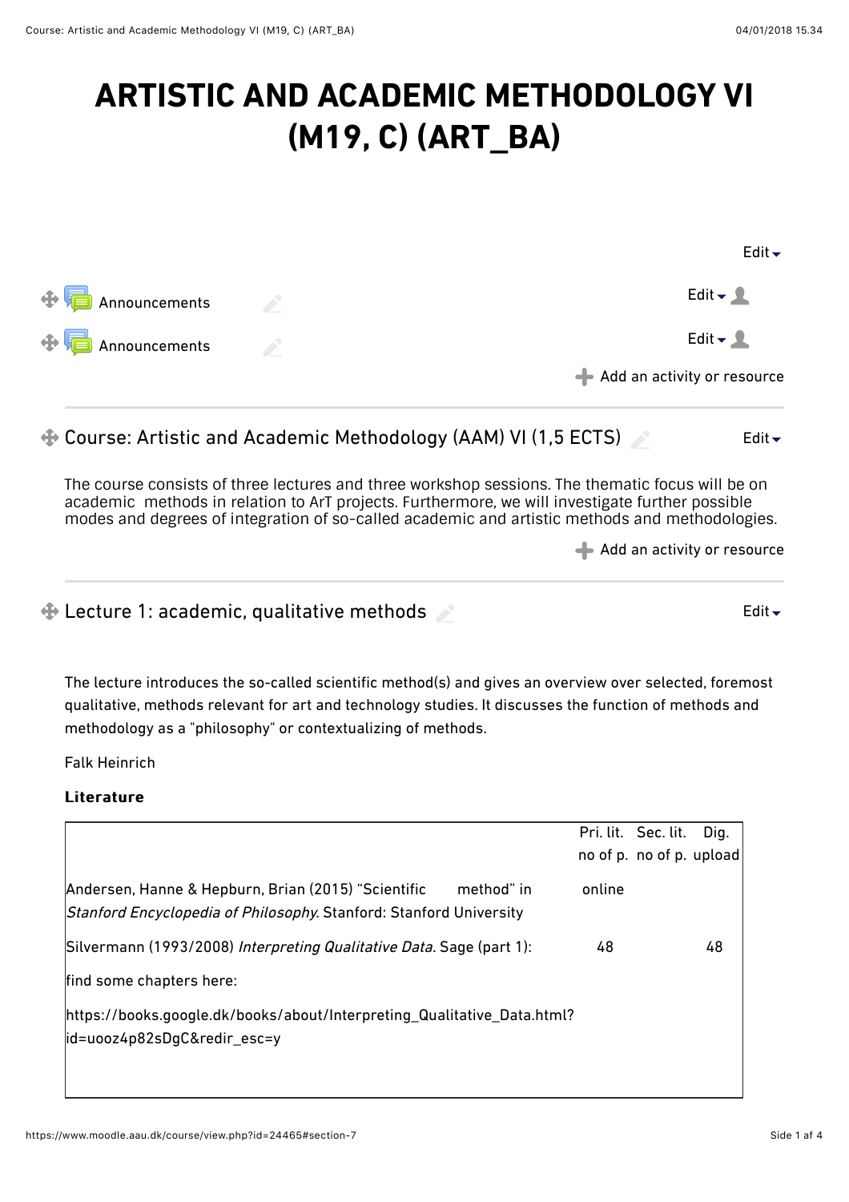# ARTISTIC AND ACADEMIC METHODOLOGY VI (M19, C) (ART_BA)

Edit

Announcements

Edit

Announcements

Edit

Add an activity or resource

## Course: Artistic and Academic Methodology (AAM) VI (1,5 ECTS)

Edit

The course consists of three lectures and three workshop sessions. The thematic focus will be on academic methods in relation to ArT projects. Furthermore, we will investigate further possible modes and degrees of integration of so-called academic and artistic methods and methodologies.

Add an activity or resource

## Lecture 1: academic, qualitative methods

Edit

The lecture introduces the so-called scientific method(s) and gives an overview over selected, foremost qualitative, methods relevant for art and technology studies. It discusses the function of methods and methodology as a "philosophy" or contextualizing of methods.

Falk Heinrich

**Literature**

| | Pri. lit. no of p. | Sec. lit. no of p. | Dig. upload |
|---|---|---|---|
| Andersen, Hanne & Hepburn, Brian (2015) "Scientific method" in *Stanford Encyclopedia of Philosophy.* Stanford: Stanford University | online | | |
| Silvermann (1993/2008) *Interpreting Qualitative Data.* Sage (part 1): | 48 | | 48 |
| find some chapters here: | | | |
| https://books.google.dk/books/about/Interpreting_Qualitative_Data.html?id=uooz4p82sDgC&redir_esc=y | | | |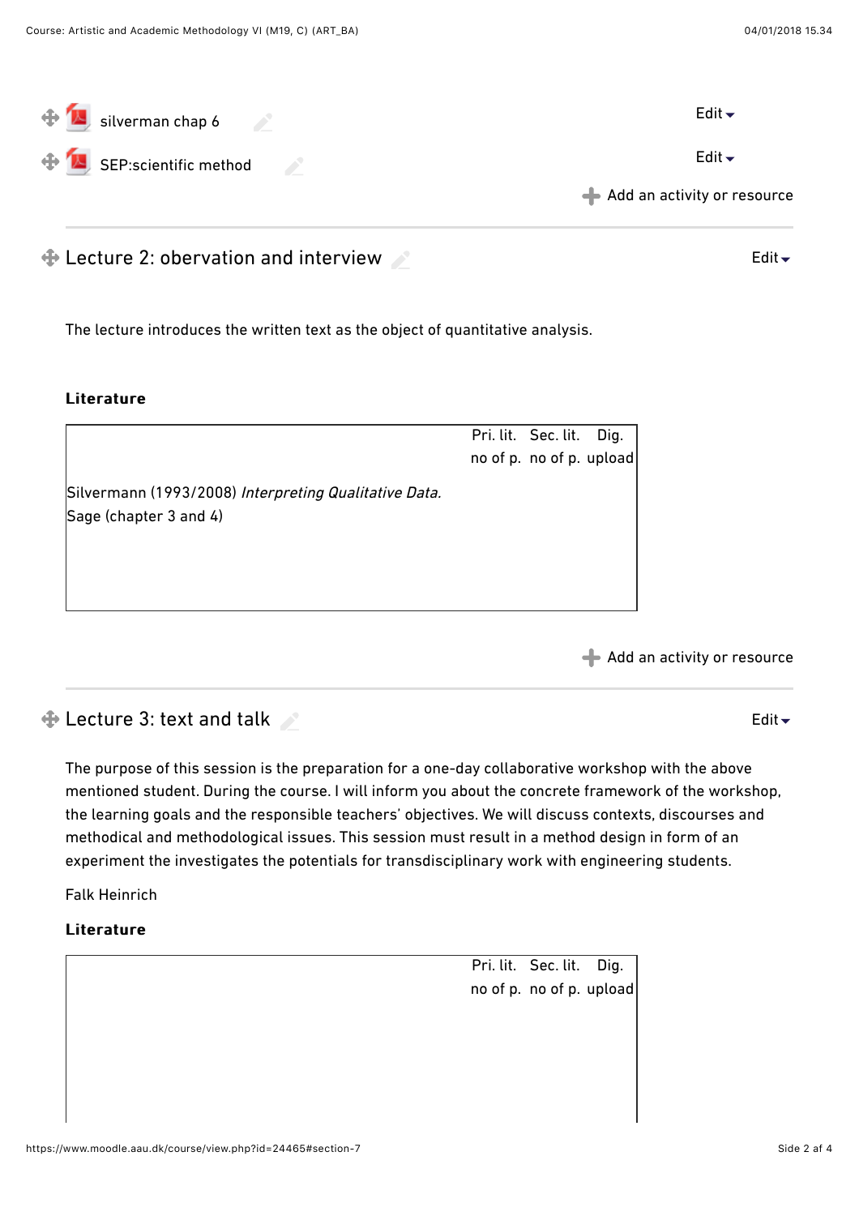silverman chap 6

SEP:scientific method

Add an activity or resource

## Lecture 2: obervation and interview

The lecture introduces the written text as the object of quantitative analysis.

**Literature**

| | Pri. lit. no of p. | Sec. lit. no of p. | Dig. upload |
|---|---|---|---|
| Silvermann (1993/2008) *Interpreting Qualitative Data.* Sage (chapter 3 and 4) | | | |

Add an activity or resource

## Lecture 3: text and talk

The purpose of this session is the preparation for a one-day collaborative workshop with the above mentioned student. During the course. I will inform you about the concrete framework of the workshop, the learning goals and the responsible teachers' objectives. We will discuss contexts, discourses and methodical and methodological issues. This session must result in a method design in form of an experiment the investigates the potentials for transdisciplinary work with engineering students.

Falk Heinrich

**Literature**

| | Pri. lit. no of p. | Sec. lit. no of p. | Dig. upload |
|---|---|---|---|
| | | | |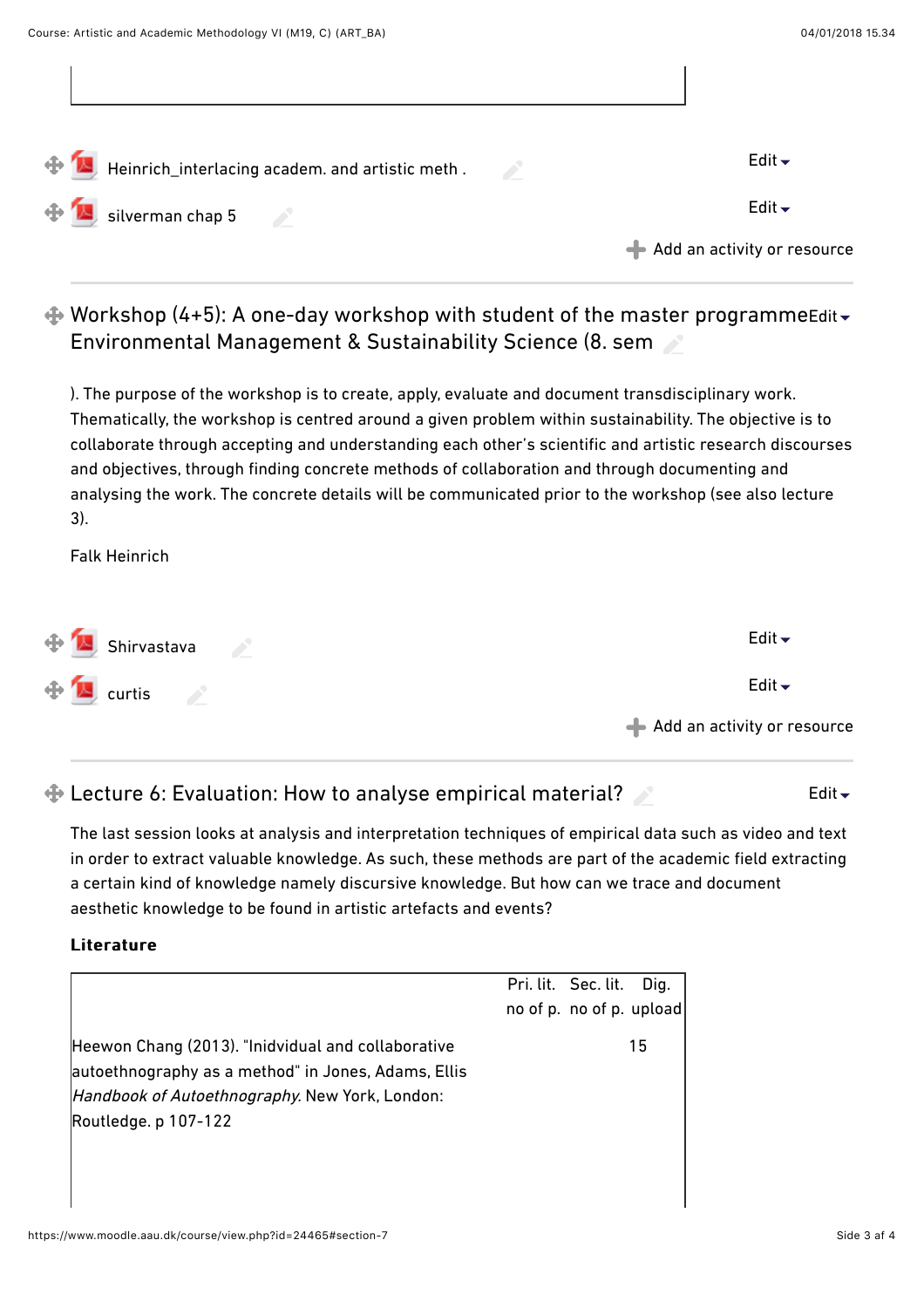Heinrich_interlacing academ. and artistic meth .

silverman chap 5

Add an activity or resource

## Workshop (4+5): A one-day workshop with student of the master programme Environmental Management & Sustainability Science (8. sem

). The purpose of the workshop is to create, apply, evaluate and document transdisciplinary work. Thematically, the workshop is centred around a given problem within sustainability. The objective is to collaborate through accepting and understanding each other's scientific and artistic research discourses and objectives, through finding concrete methods of collaboration and through documenting and analysing the work. The concrete details will be communicated prior to the workshop (see also lecture 3).

Falk Heinrich

Shirvastava

curtis

Add an activity or resource

## Lecture 6: Evaluation: How to analyse empirical material?

The last session looks at analysis and interpretation techniques of empirical data such as video and text in order to extract valuable knowledge. As such, these methods are part of the academic field extracting a certain kind of knowledge namely discursive knowledge. But how can we trace and document aesthetic knowledge to be found in artistic artefacts and events?

**Literature**

| | Pri. lit. no of p. | Sec. lit. no of p. | Dig. upload |
|---|---|---|---|
| Heewon Chang (2013). "Inidvidual and collaborative autoethnography as a method" in Jones, Adams, Ellis *Handbook of Autoethnography.* New York, London: Routledge. p 107-122 | | | 15 |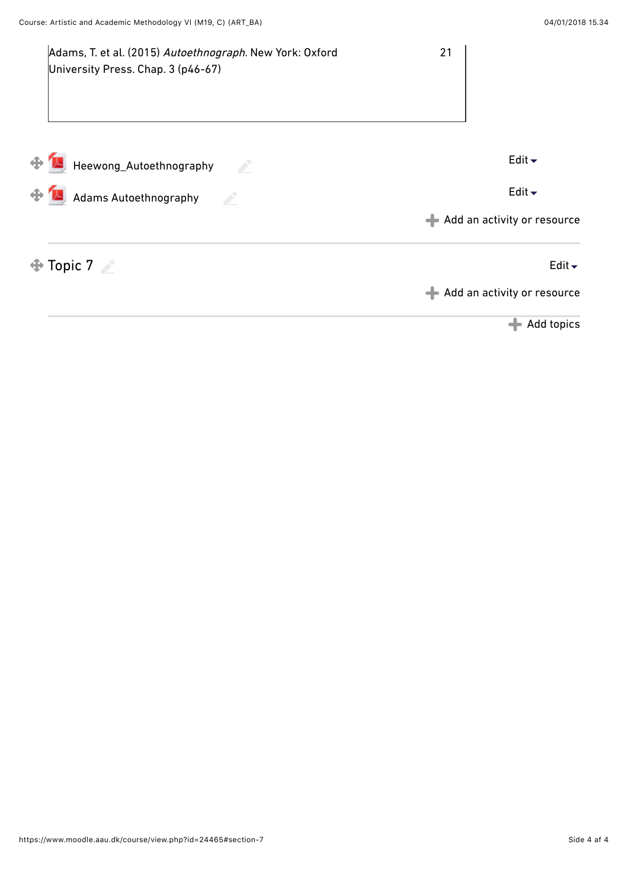| | |
|---|---|
| Adams, T. et al. (2015) *Autoethnograph.* New York: Oxford University Press. Chap. 3 (p46-67) | 21 |

Heewong_Autoethnography

Edit

Adams Autoethnography

Edit

Add an activity or resource

## Topic 7

Edit

Add an activity or resource

Add topics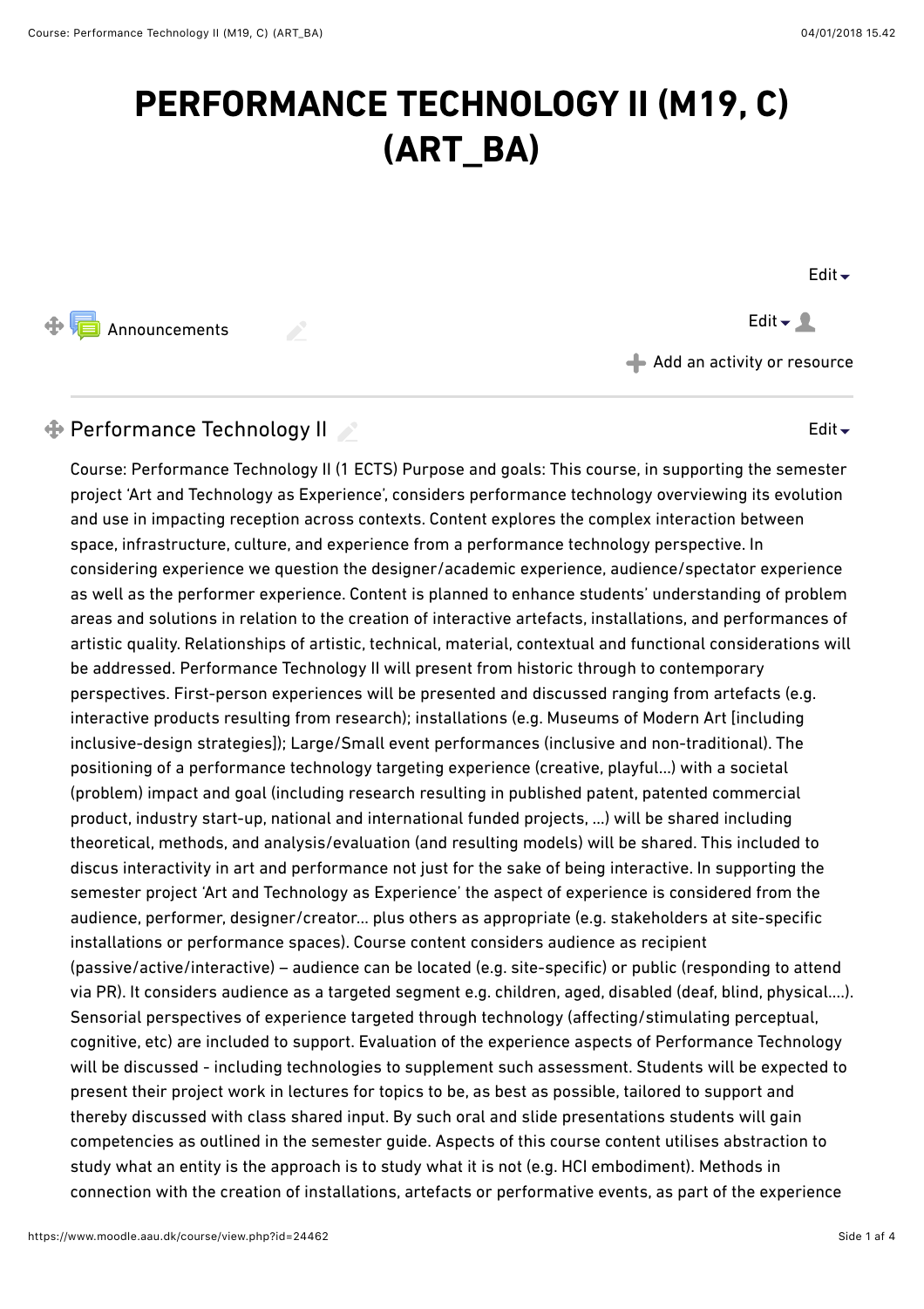# PERFORMANCE TECHNOLOGY II (M19, C) (ART_BA)

Edit

Announcements

Edit

Add an activity or resource

## Performance Technology II

Edit

Course: Performance Technology II (1 ECTS) Purpose and goals: This course, in supporting the semester project 'Art and Technology as Experience', considers performance technology overviewing its evolution and use in impacting reception across contexts. Content explores the complex interaction between space, infrastructure, culture, and experience from a performance technology perspective. In considering experience we question the designer/academic experience, audience/spectator experience as well as the performer experience. Content is planned to enhance students' understanding of problem areas and solutions in relation to the creation of interactive artefacts, installations, and performances of artistic quality. Relationships of artistic, technical, material, contextual and functional considerations will be addressed. Performance Technology II will present from historic through to contemporary perspectives. First-person experiences will be presented and discussed ranging from artefacts (e.g. interactive products resulting from research); installations (e.g. Museums of Modern Art [including inclusive-design strategies]); Large/Small event performances (inclusive and non-traditional). The positioning of a performance technology targeting experience (creative, playful...) with a societal (problem) impact and goal (including research resulting in published patent, patented commercial product, industry start-up, national and international funded projects, ...) will be shared including theoretical, methods, and analysis/evaluation (and resulting models) will be shared. This included to discus interactivity in art and performance not just for the sake of being interactive. In supporting the semester project 'Art and Technology as Experience' the aspect of experience is considered from the audience, performer, designer/creator... plus others as appropriate (e.g. stakeholders at site-specific installations or performance spaces). Course content considers audience as recipient (passive/active/interactive) – audience can be located (e.g. site-specific) or public (responding to attend via PR). It considers audience as a targeted segment e.g. children, aged, disabled (deaf, blind, physical....). Sensorial perspectives of experience targeted through technology (affecting/stimulating perceptual, cognitive, etc) are included to support. Evaluation of the experience aspects of Performance Technology will be discussed - including technologies to supplement such assessment. Students will be expected to present their project work in lectures for topics to be, as best as possible, tailored to support and thereby discussed with class shared input. By such oral and slide presentations students will gain competencies as outlined in the semester guide. Aspects of this course content utilises abstraction to study what an entity is the approach is to study what it is not (e.g. HCI embodiment). Methods in connection with the creation of installations, artefacts or performative events, as part of the experience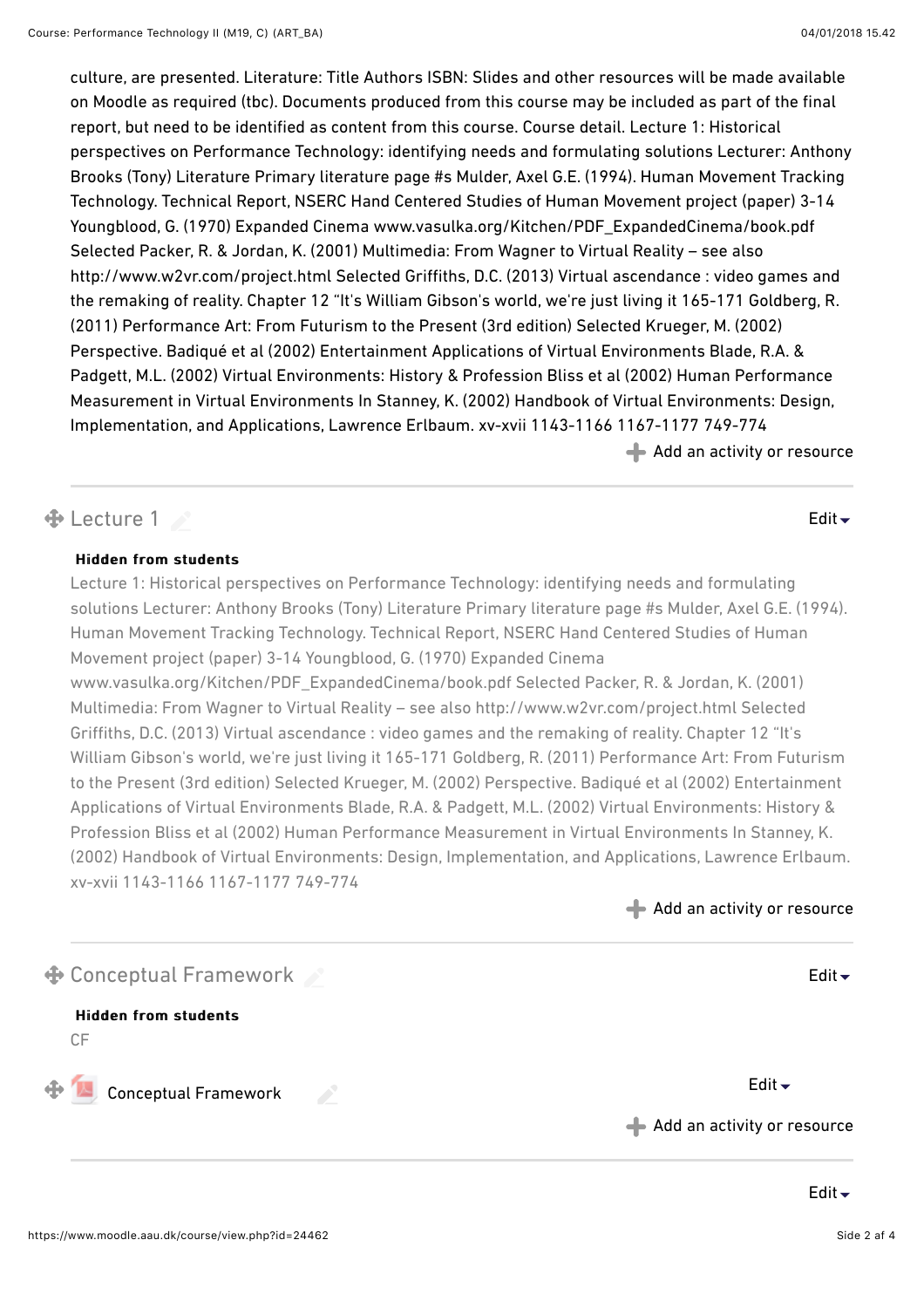culture, are presented. Literature: Title Authors ISBN: Slides and other resources will be made available on Moodle as required (tbc). Documents produced from this course may be included as part of the final report, but need to be identified as content from this course. Course detail. Lecture 1: Historical perspectives on Performance Technology: identifying needs and formulating solutions Lecturer: Anthony Brooks (Tony) Literature Primary literature page #s Mulder, Axel G.E. (1994). Human Movement Tracking Technology. Technical Report, NSERC Hand Centered Studies of Human Movement project (paper) 3-14 Youngblood, G. (1970) Expanded Cinema www.vasulka.org/Kitchen/PDF_ExpandedCinema/book.pdf Selected Packer, R. & Jordan, K. (2001) Multimedia: From Wagner to Virtual Reality – see also http://www.w2vr.com/project.html Selected Griffiths, D.C. (2013) Virtual ascendance : video games and the remaking of reality. Chapter 12 "It's William Gibson's world, we're just living it 165-171 Goldberg, R. (2011) Performance Art: From Futurism to the Present (3rd edition) Selected Krueger, M. (2002) Perspective. Badiqué et al (2002) Entertainment Applications of Virtual Environments Blade, R.A. & Padgett, M.L. (2002) Virtual Environments: History & Profession Bliss et al (2002) Human Performance Measurement in Virtual Environments In Stanney, K. (2002) Handbook of Virtual Environments: Design, Implementation, and Applications, Lawrence Erlbaum. xv-xvii 1143-1166 1167-1177 749-774

Add an activity or resource

## Lecture 1

Edit

**Hidden from students**

Lecture 1: Historical perspectives on Performance Technology: identifying needs and formulating solutions Lecturer: Anthony Brooks (Tony) Literature Primary literature page #s Mulder, Axel G.E. (1994). Human Movement Tracking Technology. Technical Report, NSERC Hand Centered Studies of Human Movement project (paper) 3-14 Youngblood, G. (1970) Expanded Cinema www.vasulka.org/Kitchen/PDF_ExpandedCinema/book.pdf Selected Packer, R. & Jordan, K. (2001) Multimedia: From Wagner to Virtual Reality – see also http://www.w2vr.com/project.html Selected Griffiths, D.C. (2013) Virtual ascendance : video games and the remaking of reality. Chapter 12 "It's William Gibson's world, we're just living it 165-171 Goldberg, R. (2011) Performance Art: From Futurism to the Present (3rd edition) Selected Krueger, M. (2002) Perspective. Badiqué et al (2002) Entertainment Applications of Virtual Environments Blade, R.A. & Padgett, M.L. (2002) Virtual Environments: History & Profession Bliss et al (2002) Human Performance Measurement in Virtual Environments In Stanney, K. (2002) Handbook of Virtual Environments: Design, Implementation, and Applications, Lawrence Erlbaum. xv-xvii 1143-1166 1167-1177 749-774

Add an activity or resource

## Conceptual Framework

Edit

**Hidden from students**

CF

Conceptual Framework

Edit

Add an activity or resource

Edit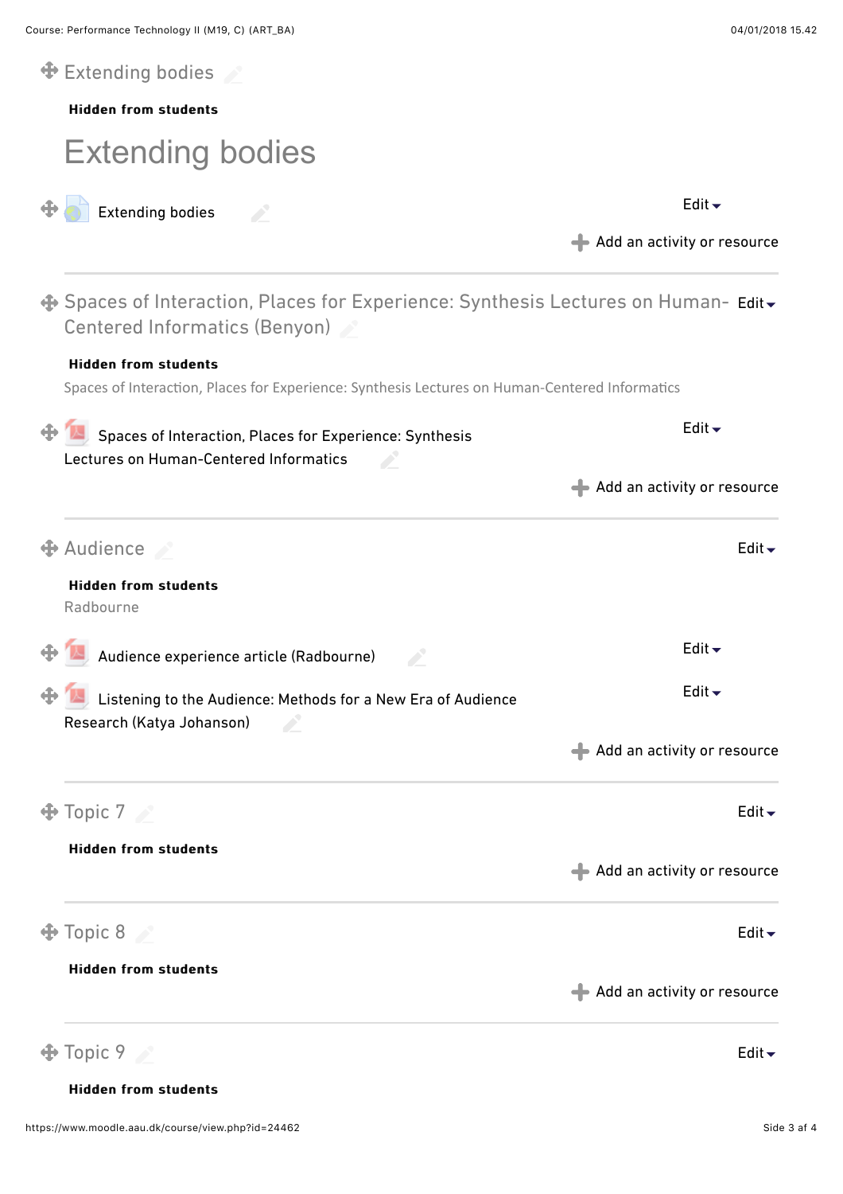## Extending bodies

**Hidden from students**

# Extending bodies

Extending bodies

Edit

Add an activity or resource

## Spaces of Interaction, Places for Experience: Synthesis Lectures on Human-Centered Informatics (Benyon)

Edit

**Hidden from students**

Spaces of Interaction, Places for Experience: Synthesis Lectures on Human-Centered Informatics

Spaces of Interaction, Places for Experience: Synthesis Lectures on Human-Centered Informatics

Edit

Add an activity or resource

## Audience

Edit

**Hidden from students**

Radbourne

Audience experience article (Radbourne)

Edit

Listening to the Audience: Methods for a New Era of Audience Research (Katya Johanson)

Edit

Add an activity or resource

## Topic 7

Edit

**Hidden from students**

Add an activity or resource

## Topic 8

Edit

**Hidden from students**

Add an activity or resource

## Topic 9

Edit

**Hidden from students**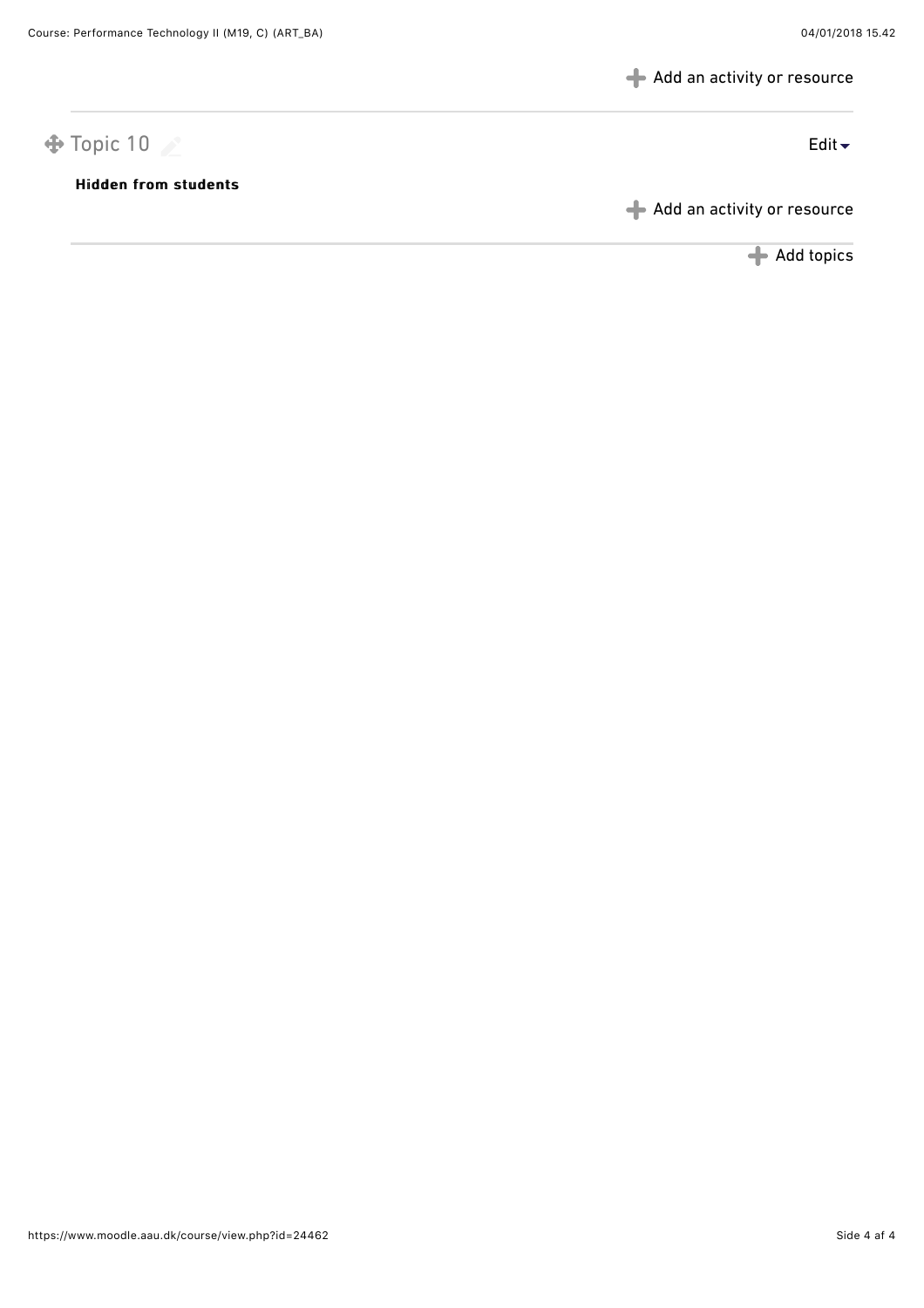Add an activity or resource

## Topic 10

Edit

**Hidden from students**

Add an activity or resource

Add topics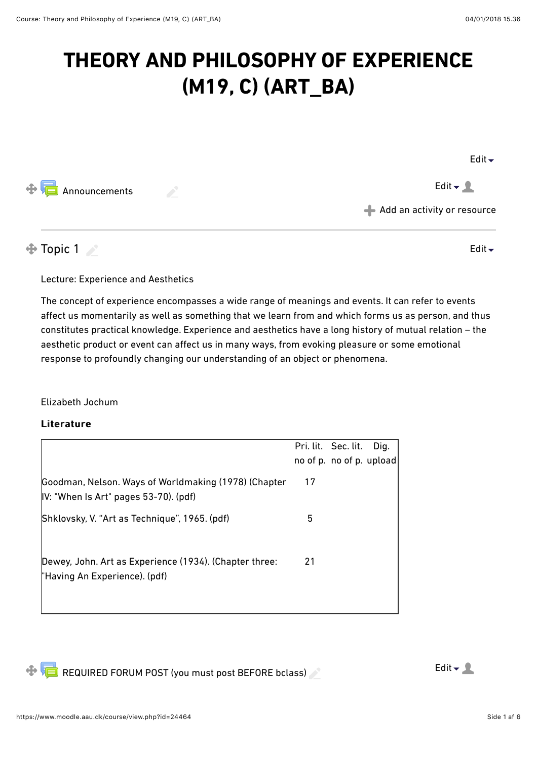# THEORY AND PHILOSOPHY OF EXPERIENCE (M19, C) (ART_BA)

Edit

Announcements

Edit

Add an activity or resource

## Topic 1

Edit

Lecture: Experience and Aesthetics

The concept of experience encompasses a wide range of meanings and events. It can refer to events affect us momentarily as well as something that we learn from and which forms us as person, and thus constitutes practical knowledge. Experience and aesthetics have a long history of mutual relation – the aesthetic product or event can affect us in many ways, from evoking pleasure or some emotional response to profoundly changing our understanding of an object or phenomena.

Elizabeth Jochum

**Literature**

| | Pri. lit. no of p. | Sec. lit. no of p. | Dig. upload |
|---|---|---|---|
| Goodman, Nelson. Ways of Worldmaking (1978) (Chapter IV: "When Is Art" pages 53-70). (pdf) | 17 | | |
| Shklovsky, V. "Art as Technique", 1965. (pdf) | 5 | | |
| Dewey, John. Art as Experience (1934). (Chapter three: "Having An Experience). (pdf) | 21 | | |

REQUIRED FORUM POST (you must post BEFORE bclass)

Edit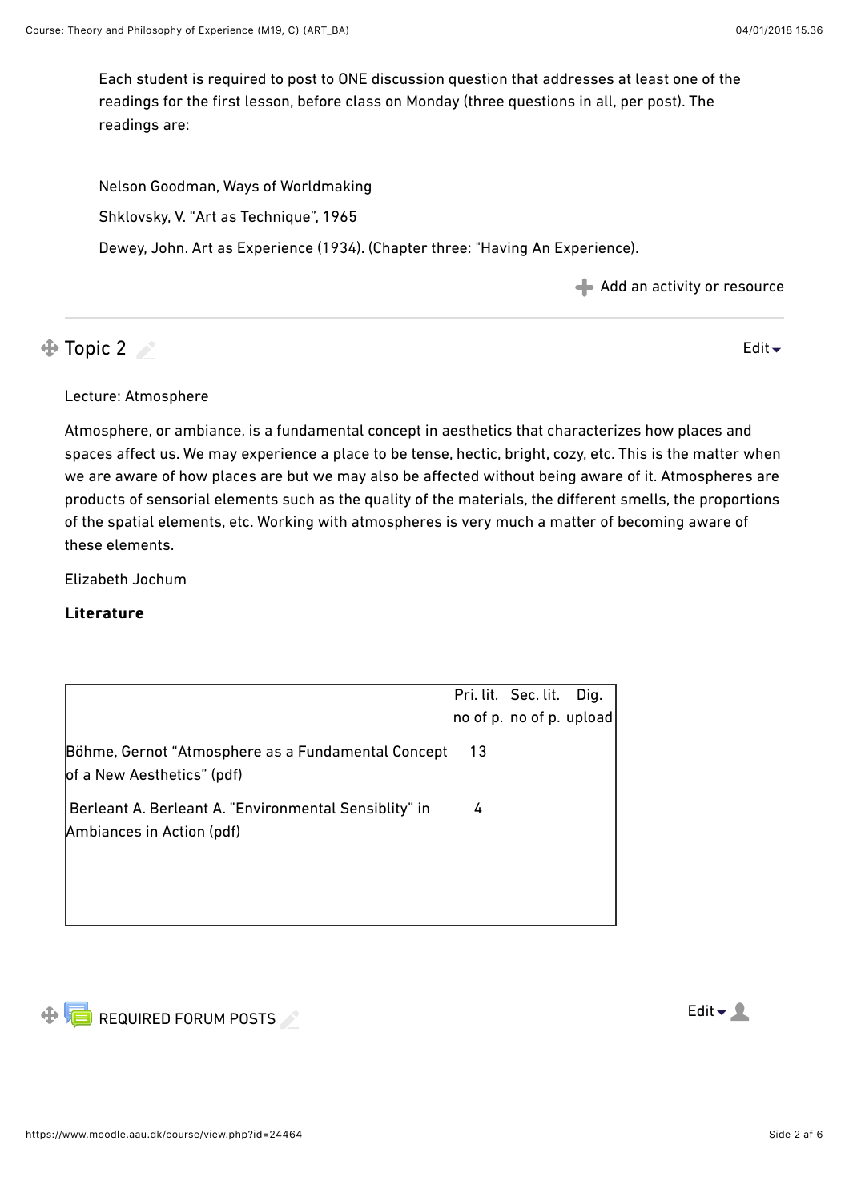Each student is required to post to ONE discussion question that addresses at least one of the readings for the first lesson, before class on Monday (three questions in all, per post). The readings are:

Nelson Goodman, Ways of Worldmaking

Shklovsky, V. "Art as Technique", 1965

Dewey, John. Art as Experience (1934). (Chapter three: "Having An Experience).

Add an activity or resource

## Topic 2

Edit

Lecture: Atmosphere

Atmosphere, or ambiance, is a fundamental concept in aesthetics that characterizes how places and spaces affect us. We may experience a place to be tense, hectic, bright, cozy, etc. This is the matter when we are aware of how places are but we may also be affected without being aware of it. Atmospheres are products of sensorial elements such as the quality of the materials, the different smells, the proportions of the spatial elements, etc. Working with atmospheres is very much a matter of becoming aware of these elements.

Elizabeth Jochum

**Literature**

| | Pri. lit. no of p. | Sec. lit. no of p. | Dig. upload |
|---|---|---|---|
| Böhme, Gernot "Atmosphere as a Fundamental Concept of a New Aesthetics" (pdf) | 13 | | |
| Berleant A. Berleant A. "Environmental Sensiblity" in Ambiances in Action (pdf) | 4 | | |

REQUIRED FORUM POSTS

Edit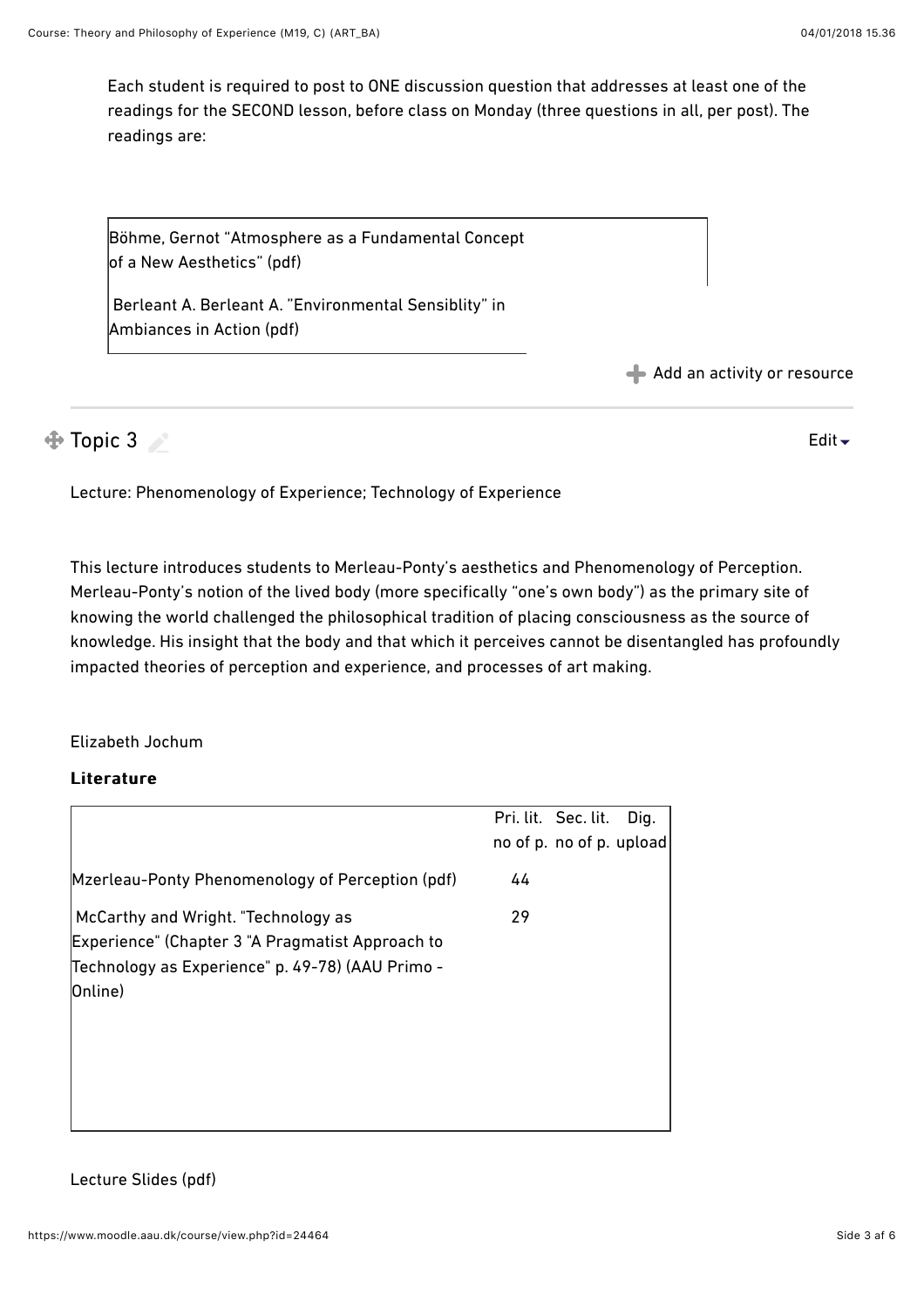Each student is required to post to ONE discussion question that addresses at least one of the readings for the SECOND lesson, before class on Monday (three questions in all, per post). The readings are:

| |
|---|
| Böhme, Gernot "Atmosphere as a Fundamental Concept of a New Aesthetics" (pdf) |
| Berleant A. Berleant A. "Environmental Sensiblity" in Ambiances in Action (pdf) |

Add an activity or resource

## Topic 3

Lecture: Phenomenology of Experience; Technology of Experience

This lecture introduces students to Merleau-Ponty's aesthetics and Phenomenology of Perception. Merleau-Ponty's notion of the lived body (more specifically "one's own body") as the primary site of knowing the world challenged the philosophical tradition of placing consciousness as the source of knowledge. His insight that the body and that which it perceives cannot be disentangled has profoundly impacted theories of perception and experience, and processes of art making.

Elizabeth Jochum

**Literature**

| | Pri. lit. no of p. | Sec. lit. no of p. | Dig. upload |
|---|---|---|---|
| Mzerleau-Ponty Phenomenology of Perception (pdf) | 44 | | |
| McCarthy and Wright. "Technology as Experience" (Chapter 3 "A Pragmatist Approach to Technology as Experience" p. 49-78) (AAU Primo - Online) | 29 | | |

Lecture Slides (pdf)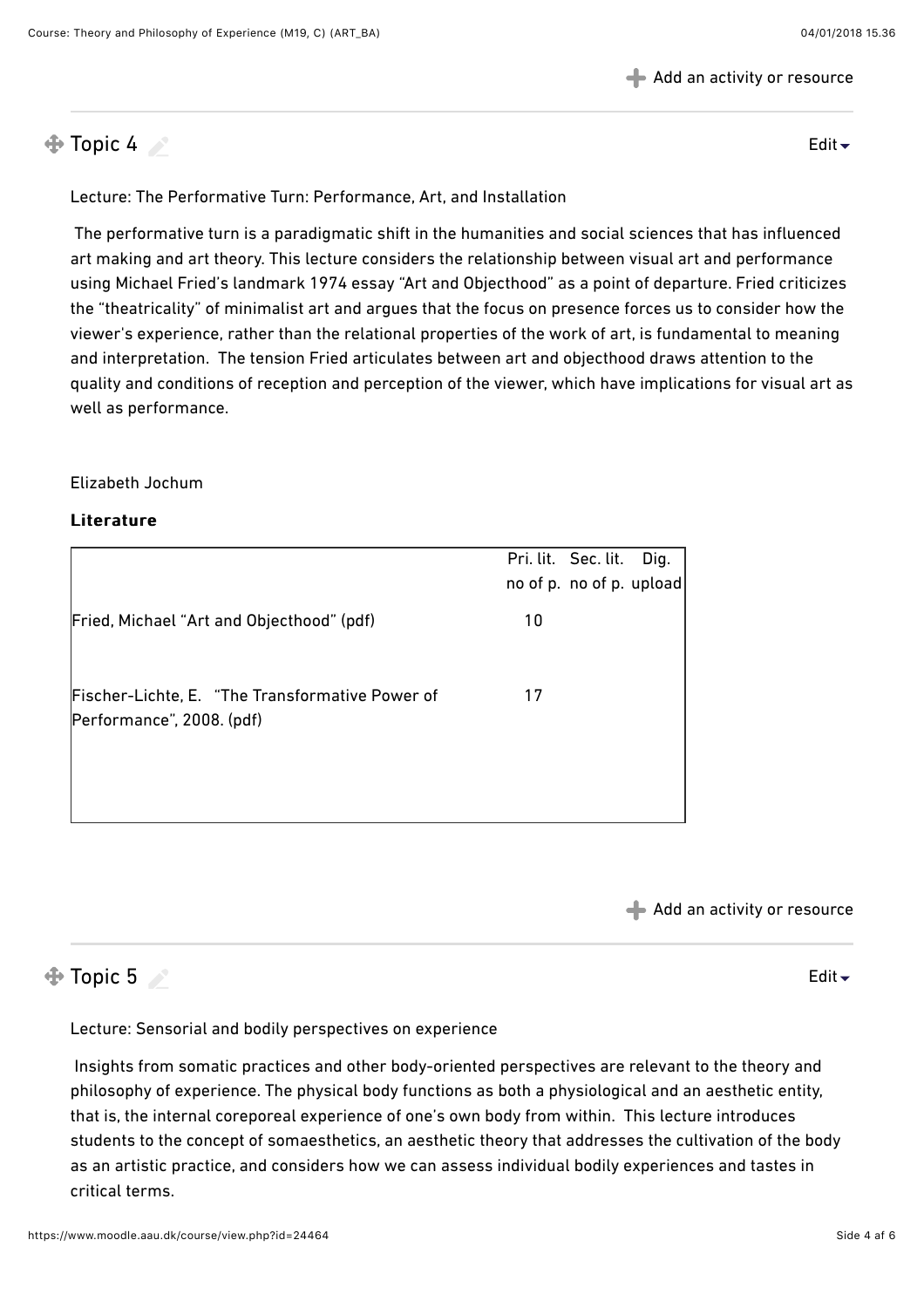## Topic 4

Lecture: The Performative Turn: Performance, Art, and Installation

The performative turn is a paradigmatic shift in the humanities and social sciences that has influenced art making and art theory. This lecture considers the relationship between visual art and performance using Michael Fried's landmark 1974 essay "Art and Objecthood" as a point of departure. Fried criticizes the "theatricality" of minimalist art and argues that the focus on presence forces us to consider how the viewer's experience, rather than the relational properties of the work of art, is fundamental to meaning and interpretation. The tension Fried articulates between art and objecthood draws attention to the quality and conditions of reception and perception of the viewer, which have implications for visual art as well as performance.

Elizabeth Jochum

**Literature**

| | Pri. lit. no of p. | Sec. lit. no of p. | Dig. upload |
|---|---|---|---|
| Fried, Michael "Art and Objecthood" (pdf) | 10 | | |
| Fischer-Lichte, E. "The Transformative Power of Performance", 2008. (pdf) | 17 | | |

## Topic 5

Lecture: Sensorial and bodily perspectives on experience

Insights from somatic practices and other body-oriented perspectives are relevant to the theory and philosophy of experience. The physical body functions as both a physiological and an aesthetic entity, that is, the internal coreporeal experience of one's own body from within. This lecture introduces students to the concept of somaesthetics, an aesthetic theory that addresses the cultivation of the body as an artistic practice, and considers how we can assess individual bodily experiences and tastes in critical terms.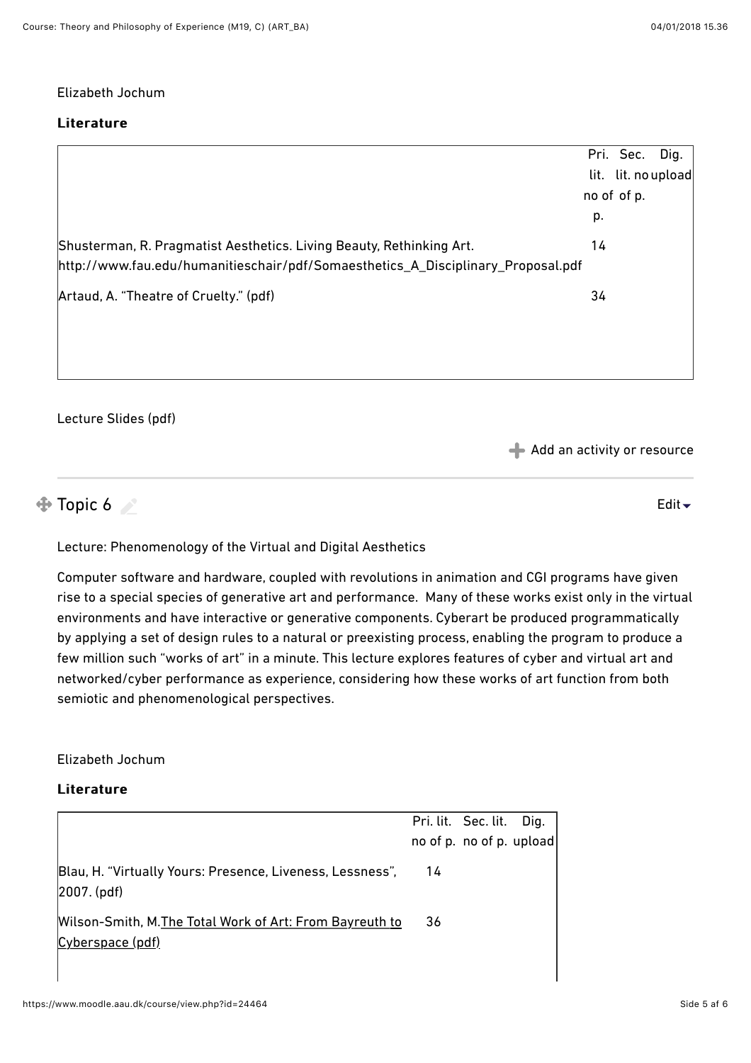Elizabeth Jochum

**Literature**

| | Pri. lit. no of p. | Sec. lit. no of p. | Dig. upload |
|---|---|---|---|
| Shusterman, R. Pragmatist Aesthetics. Living Beauty, Rethinking Art. http://www.fau.edu/humanitieschair/pdf/Somaesthetics_A_Disciplinary_Proposal.pdf | 14 | | |
| Artaud, A. "Theatre of Cruelty." (pdf) | 34 | | |

Lecture Slides (pdf)

Add an activity or resource

## Topic 6

Lecture: Phenomenology of the Virtual and Digital Aesthetics

Computer software and hardware, coupled with revolutions in animation and CGI programs have given rise to a special species of generative art and performance. Many of these works exist only in the virtual environments and have interactive or generative components. Cyberart be produced programmatically by applying a set of design rules to a natural or preexisting process, enabling the program to produce a few million such "works of art" in a minute. This lecture explores features of cyber and virtual art and networked/cyber performance as experience, considering how these works of art function from both semiotic and phenomenological perspectives.

Elizabeth Jochum

**Literature**

| | Pri. lit. no of p. | Sec. lit. no of p. | Dig. upload |
|---|---|---|---|
| Blau, H. "Virtually Yours: Presence, Liveness, Lessness", 2007. (pdf) | 14 | | |
| Wilson-Smith, M. The Total Work of Art: From Bayreuth to Cyberspace (pdf) | 36 | | |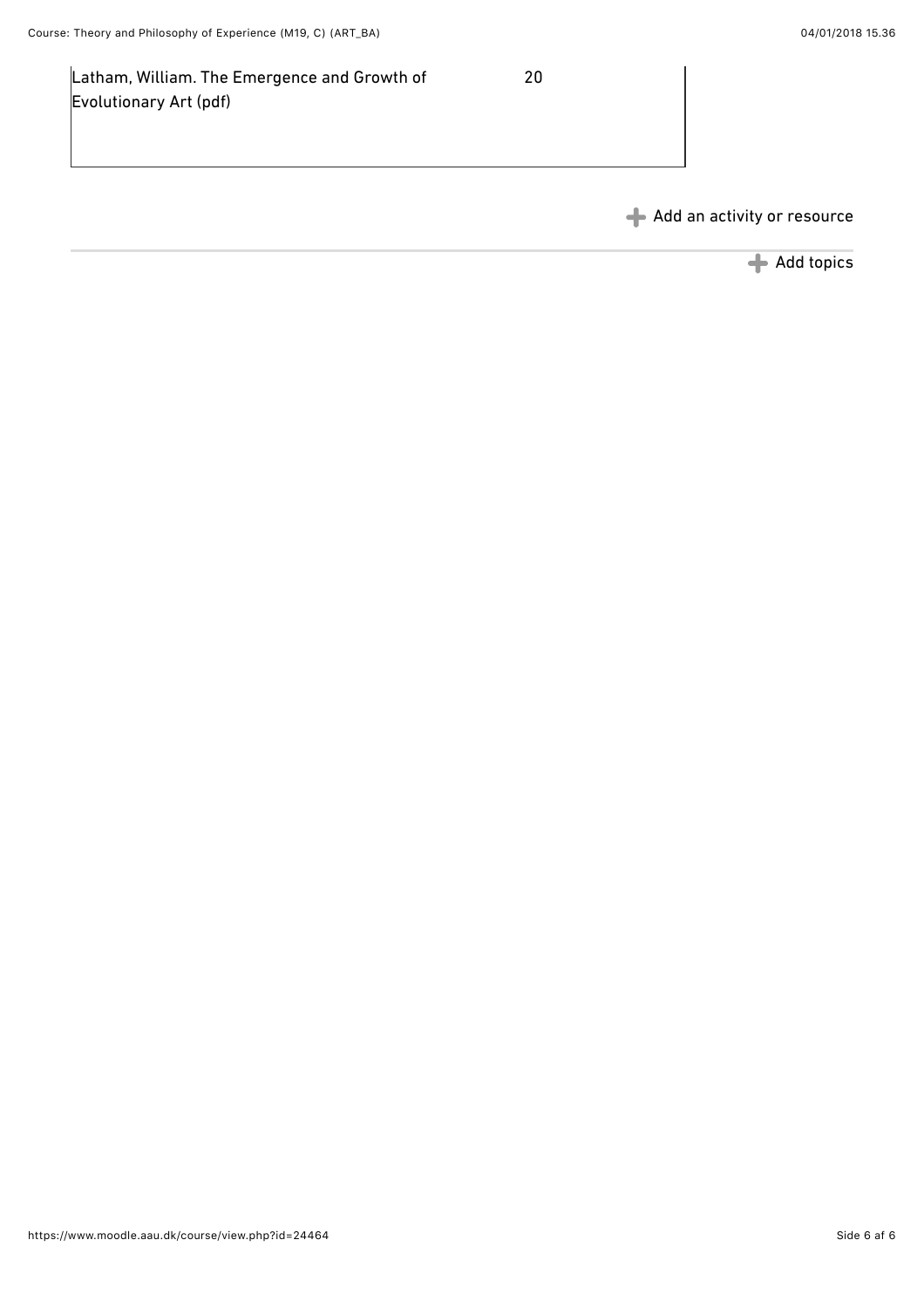| Latham, William. The Emergence and Growth of Evolutionary Art (pdf) | 20 |
|---|---|

Add an activity or resource

Add topics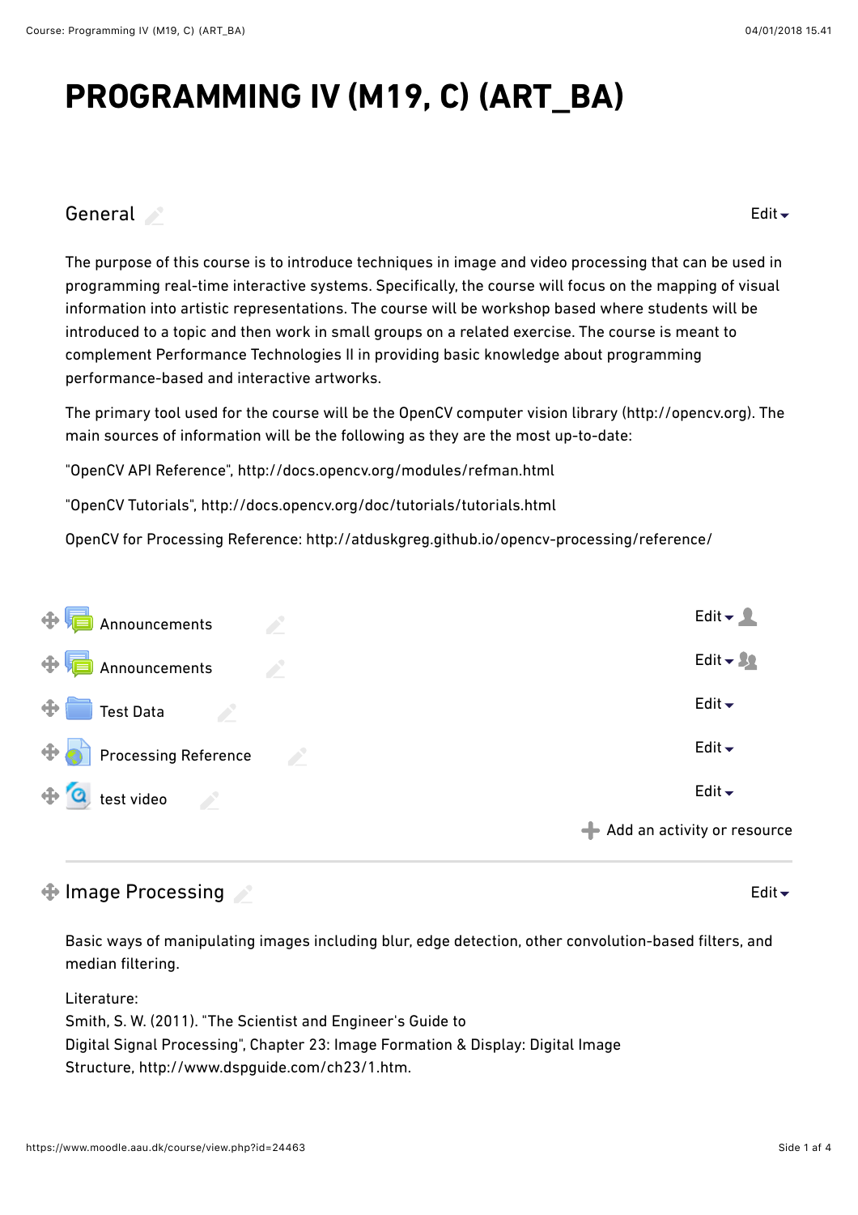# PROGRAMMING IV (M19, C) (ART_BA)

## General

Edit

The purpose of this course is to introduce techniques in image and video processing that can be used in programming real-time interactive systems. Specifically, the course will focus on the mapping of visual information into artistic representations. The course will be workshop based where students will be introduced to a topic and then work in small groups on a related exercise. The course is meant to complement Performance Technologies II in providing basic knowledge about programming performance-based and interactive artworks.

The primary tool used for the course will be the OpenCV computer vision library (http://opencv.org). The main sources of information will be the following as they are the most up-to-date:

"OpenCV API Reference", http://docs.opencv.org/modules/refman.html

"OpenCV Tutorials", http://docs.opencv.org/doc/tutorials/tutorials.html

OpenCV for Processing Reference: http://atduskgreg.github.io/opencv-processing/reference/

- Announcements — Edit
- Announcements — Edit
- Test Data — Edit
- Processing Reference — Edit
- test video — Edit

Add an activity or resource

## Image Processing

Edit

Basic ways of manipulating images including blur, edge detection, other convolution-based filters, and median filtering.

Literature:
Smith, S. W. (2011). "The Scientist and Engineer's Guide to
Digital Signal Processing", Chapter 23: Image Formation & Display: Digital Image
Structure, http://www.dspguide.com/ch23/1.htm.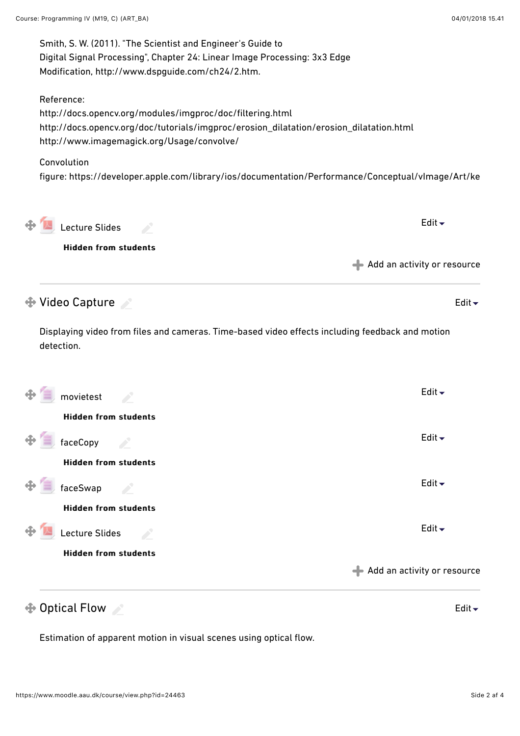Smith, S. W. (2011). "The Scientist and Engineer's Guide to Digital Signal Processing", Chapter 24: Linear Image Processing: 3x3 Edge Modification, http://www.dspguide.com/ch24/2.htm.

Reference:
http://docs.opencv.org/modules/imgproc/doc/filtering.html
http://docs.opencv.org/doc/tutorials/imgproc/erosion_dilatation/erosion_dilatation.html
http://www.imagemagick.org/Usage/convolve/

Convolution figure: https://developer.apple.com/library/ios/documentation/Performance/Conceptual/vImage/Art/ke

Lecture Slides

**Hidden from students**

Add an activity or resource

---

## Video Capture

Displaying video from files and cameras. Time-based video effects including feedback and motion detection.

movietest

**Hidden from students**

faceCopy

**Hidden from students**

faceSwap

**Hidden from students**

Lecture Slides

**Hidden from students**

Add an activity or resource

---

## Optical Flow

Estimation of apparent motion in visual scenes using optical flow.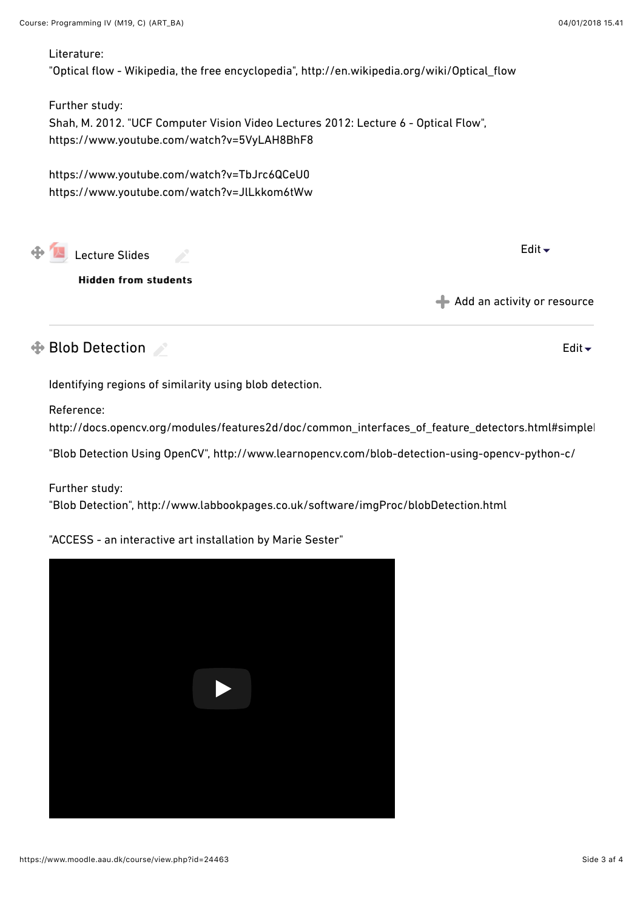Literature:
"Optical flow - Wikipedia, the free encyclopedia", http://en.wikipedia.org/wiki/Optical_flow

Further study:
Shah, M. 2012. "UCF Computer Vision Video Lectures 2012: Lecture 6 - Optical Flow", https://www.youtube.com/watch?v=5VyLAH8BhF8

https://www.youtube.com/watch?v=TbJrc6QCeU0
https://www.youtube.com/watch?v=JlLkkom6tWw

Lecture Slides

**Hidden from students**

Add an activity or resource

## Blob Detection

Identifying regions of similarity using blob detection.

Reference:
http://docs.opencv.org/modules/features2d/doc/common_interfaces_of_feature_detectors.html#simplel

"Blob Detection Using OpenCV", http://www.learnopencv.com/blob-detection-using-opencv-python-c/

Further study:
"Blob Detection", http://www.labbookpages.co.uk/software/imgProc/blobDetection.html

"ACCESS - an interactive art installation by Marie Sester"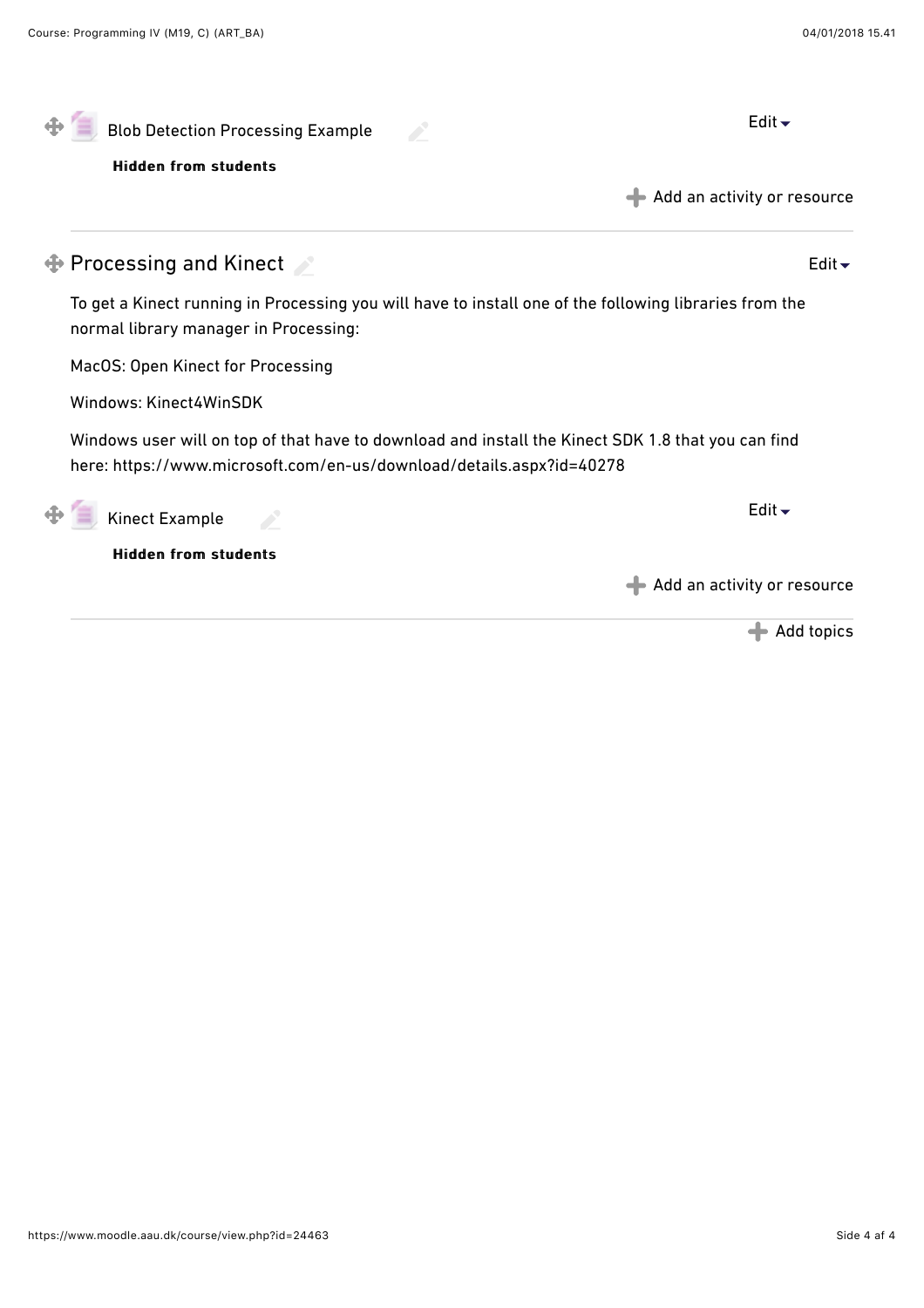Blob Detection Processing Example

**Hidden from students**

Add an activity or resource

## Processing and Kinect

To get a Kinect running in Processing you will have to install one of the following libraries from the normal library manager in Processing:

MacOS: Open Kinect for Processing

Windows: Kinect4WinSDK

Windows user will on top of that have to download and install the Kinect SDK 1.8 that you can find here: https://www.microsoft.com/en-us/download/details.aspx?id=40278

Kinect Example

**Hidden from students**

Add an activity or resource

Add topics